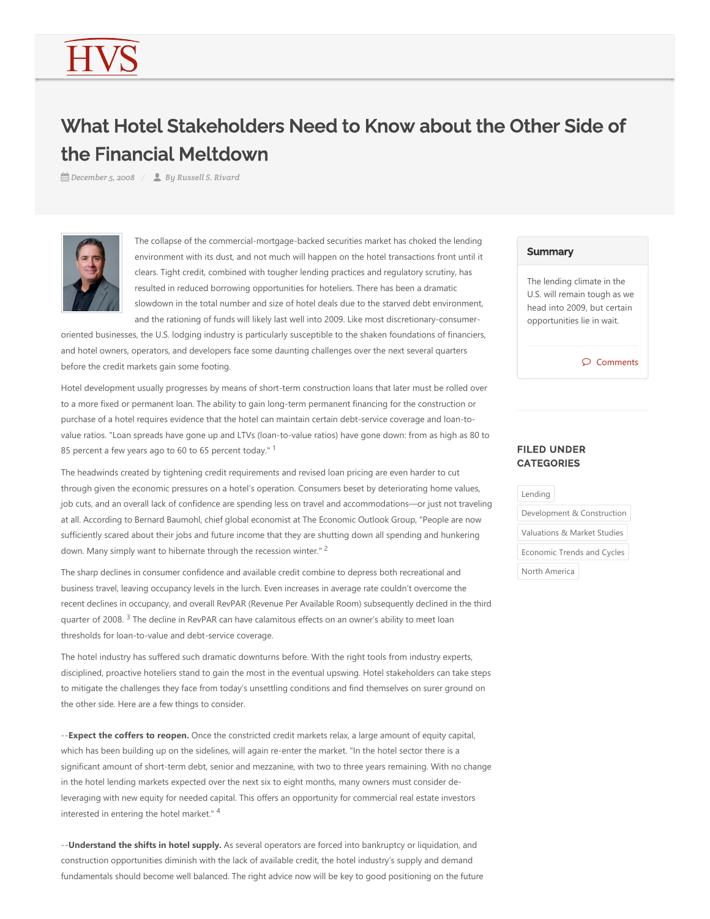HVS

# What Hotel Stakeholders Need to Know about the Other Side of the Financial Meltdown

*December 5, 2008* / *By Russell S. Rivard*

The collapse of the commercial-mortgage-backed securities market has choked the lending environment with its dust, and not much will happen on the hotel transactions front until it clears. Tight credit, combined with tougher lending practices and regulatory scrutiny, has resulted in reduced borrowing opportunities for hoteliers. There has been a dramatic slowdown in the total number and size of hotel deals due to the starved debt environment, and the rationing of funds will likely last well into 2009. Like most discretionary-consumer-oriented businesses, the U.S. lodging industry is particularly susceptible to the shaken foundations of financiers, and hotel owners, operators, and developers face some daunting challenges over the next several quarters before the credit markets gain some footing.

Hotel development usually progresses by means of short-term construction loans that later must be rolled over to a more fixed or permanent loan. The ability to gain long-term permanent financing for the construction or purchase of a hotel requires evidence that the hotel can maintain certain debt-service coverage and loan-to-value ratios. "Loan spreads have gone up and LTVs (loan-to-value ratios) have gone down: from as high as 80 to 85 percent a few years ago to 60 to 65 percent today." [1]

The headwinds created by tightening credit requirements and revised loan pricing are even harder to cut through given the economic pressures on a hotel's operation. Consumers beset by deteriorating home values, job cuts, and an overall lack of confidence are spending less on travel and accommodations—or just not traveling at all. According to Bernard Baumohl, chief global economist at The Economic Outlook Group, "People are now sufficiently scared about their jobs and future income that they are shutting down all spending and hunkering down. Many simply want to hibernate through the recession winter." [2]

The sharp declines in consumer confidence and available credit combine to depress both recreational and business travel, leaving occupancy levels in the lurch. Even increases in average rate couldn't overcome the recent declines in occupancy, and overall RevPAR (Revenue Per Available Room) subsequently declined in the third quarter of 2008. [3] The decline in RevPAR can have calamitous effects on an owner's ability to meet loan thresholds for loan-to-value and debt-service coverage.

The hotel industry has suffered such dramatic downturns before. With the right tools from industry experts, disciplined, proactive hoteliers stand to gain the most in the eventual upswing. Hotel stakeholders can take steps to mitigate the challenges they face from today's unsettling conditions and find themselves on surer ground on the other side. Here are a few things to consider.

--**Expect the coffers to reopen.** Once the constricted credit markets relax, a large amount of equity capital, which has been building up on the sidelines, will again re-enter the market. "In the hotel sector there is a significant amount of short-term debt, senior and mezzanine, with two to three years remaining. With no change in the hotel lending markets expected over the next six to eight months, many owners must consider de-leveraging with new equity for needed capital. This offers an opportunity for commercial real estate investors interested in entering the hotel market." [4]

--**Understand the shifts in hotel supply.** As several operators are forced into bankruptcy or liquidation, and construction opportunities diminish with the lack of available credit, the hotel industry's supply and demand fundamentals should become well balanced. The right advice now will be key to good positioning on the future

## Summary

The lending climate in the U.S. will remain tough as we head into 2009, but certain opportunities lie in wait.

Comments

## FILED UNDER CATEGORIES

- Lending
- Development & Construction
- Valuations & Market Studies
- Economic Trends and Cycles
- North America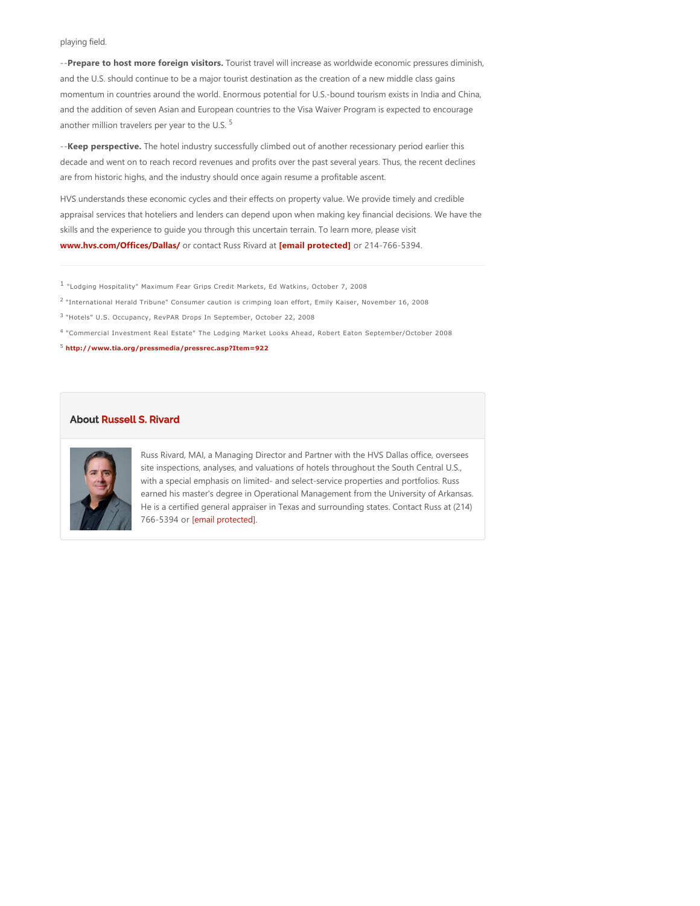playing field.

--**Prepare to host more foreign visitors.** Tourist travel will increase as worldwide economic pressures diminish, and the U.S. should continue to be a major tourist destination as the creation of a new middle class gains momentum in countries around the world. Enormous potential for U.S.-bound tourism exists in India and China, and the addition of seven Asian and European countries to the Visa Waiver Program is expected to encourage another million travelers per year to the U.S. [5]

--**Keep perspective.** The hotel industry successfully climbed out of another recessionary period earlier this decade and went on to reach record revenues and profits over the past several years. Thus, the recent declines are from historic highs, and the industry should once again resume a profitable ascent.

HVS understands these economic cycles and their effects on property value. We provide timely and credible appraisal services that hoteliers and lenders can depend upon when making key financial decisions. We have the skills and the experience to guide you through this uncertain terrain. To learn more, please visit **www.hvs.com/Offices/Dallas/** or contact Russ Rivard at **[email protected]** or 214-766-5394.

---

[1] "Lodging Hospitality" Maximum Fear Grips Credit Markets, Ed Watkins, October 7, 2008

[2] "International Herald Tribune" Consumer caution is crimping loan effort, Emily Kaiser, November 16, 2008

[3] "Hotels" U.S. Occupancy, RevPAR Drops In September, October 22, 2008

[4] "Commercial Investment Real Estate" The Lodging Market Looks Ahead, Robert Eaton September/October 2008

[5] **http://www.tia.org/pressmedia/pressrec.asp?Item=922**

### About Russell S. Rivard

Russ Rivard, MAI, a Managing Director and Partner with the HVS Dallas office, oversees site inspections, analyses, and valuations of hotels throughout the South Central U.S., with a special emphasis on limited- and select-service properties and portfolios. Russ earned his master's degree in Operational Management from the University of Arkansas. He is a certified general appraiser in Texas and surrounding states. Contact Russ at (214) 766-5394 or [email protected].